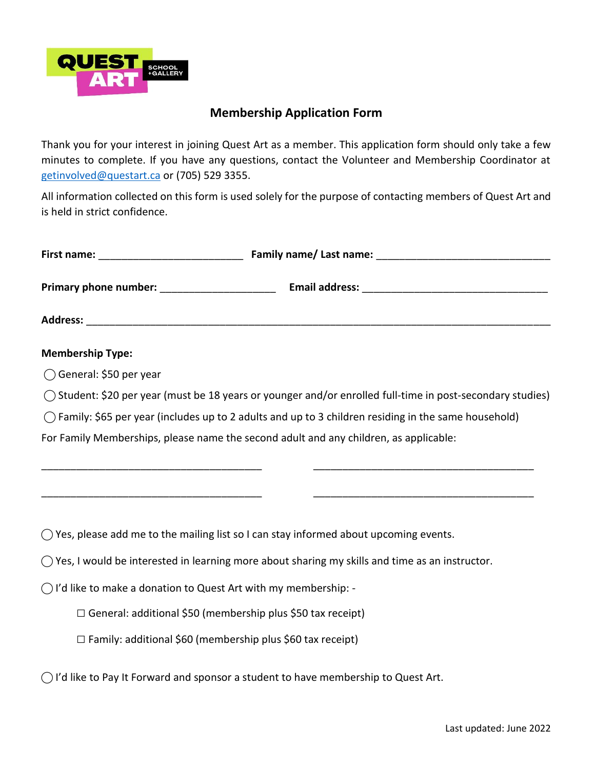QUEST ART SCHOOL + GALLERY

## Membership Application Form

Thank you for your interest in joining Quest Art as a member. This application form should only take a few minutes to complete. If you have any questions, contact the Volunteer and Membership Coordinator at getinvolved@questart.ca or (705) 529 3355.

All information collected on this form is used solely for the purpose of contacting members of Quest Art and is held in strict confidence.

**First name:** _________________________ **Family name/ Last name:** ______________________________

**Primary phone number:** ____________________ **Email address:** ________________________________

**Address:** ________________________________________________________________________________

**Membership Type:**

◯ General: $50 per year

◯ Student: $20 per year (must be 18 years or younger and/or enrolled full-time in post-secondary studies)

◯ Family: $65 per year (includes up to 2 adults and up to 3 children residing in the same household)

For Family Memberships, please name the second adult and any children, as applicable:

_______________________________________ _______________________________________

_______________________________________ _______________________________________

◯ Yes, please add me to the mailing list so I can stay informed about upcoming events.

◯ Yes, I would be interested in learning more about sharing my skills and time as an instructor.

◯ I'd like to make a donation to Quest Art with my membership: -

- ☐ General: additional $50 (membership plus $50 tax receipt)
- ☐ Family: additional $60 (membership plus $60 tax receipt)

◯ I'd like to Pay It Forward and sponsor a student to have membership to Quest Art.

Last updated: June 2022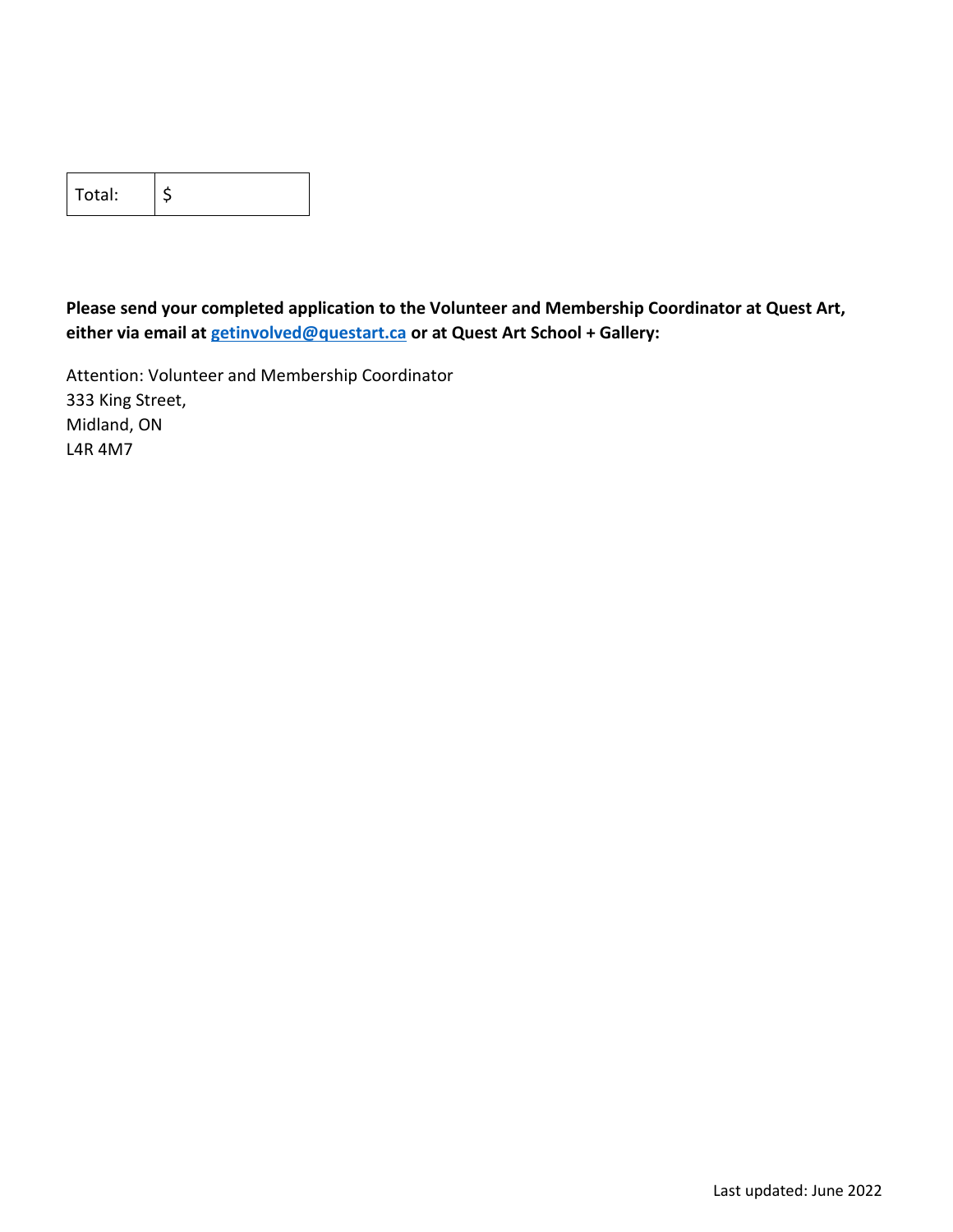| | |
|---|---|
| Total: | $ |

**Please send your completed application to the Volunteer and Membership Coordinator at Quest Art, either via email at getinvolved@questart.ca or at Quest Art School + Gallery:**

Attention: Volunteer and Membership Coordinator
333 King Street,
Midland, ON
L4R 4M7

Last updated: June 2022